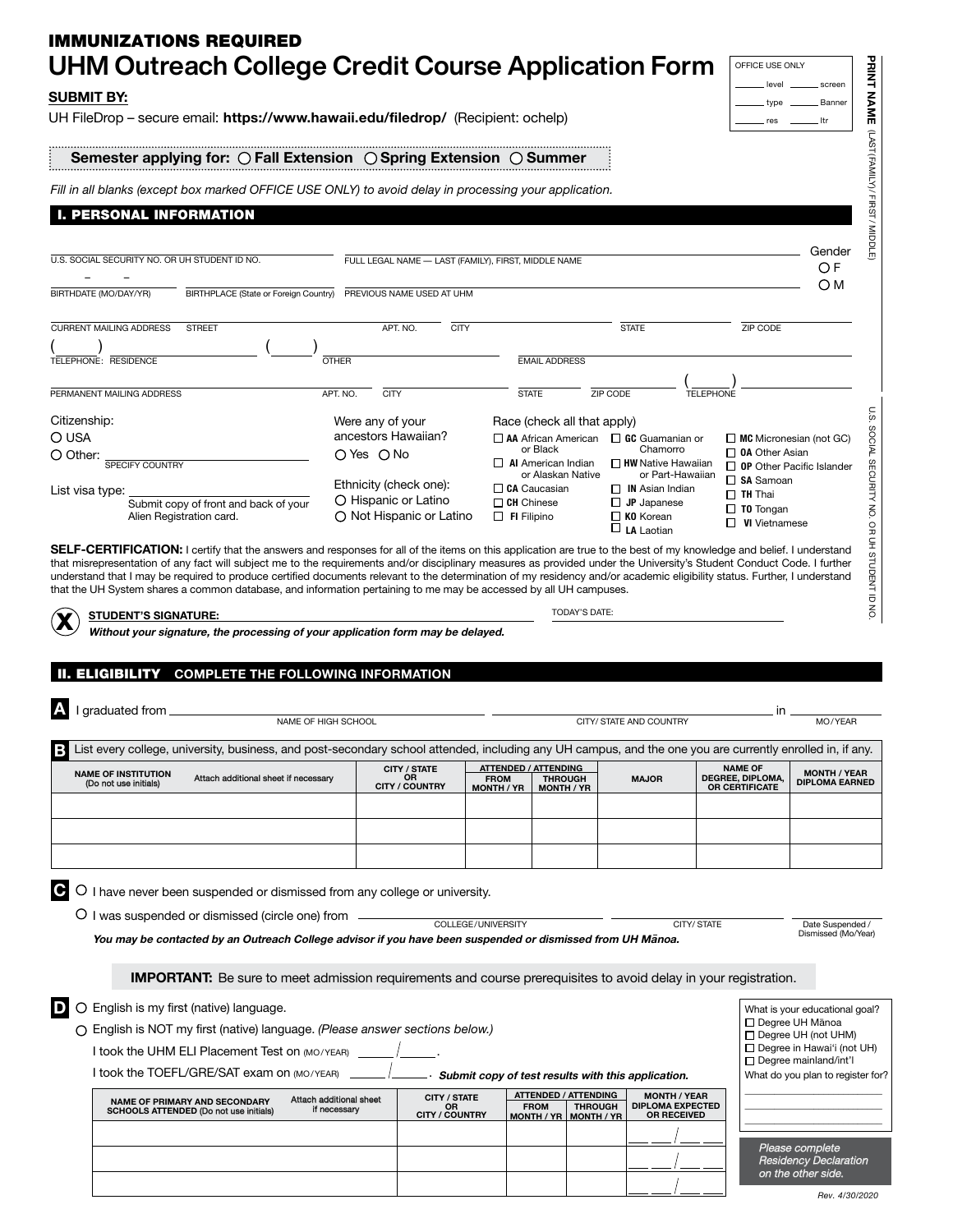**IMMUNIZATIONS REQUIRED**

# UHM Outreach College Credit Course Application Form

| OFFICE USE ONLY | |
|---|---|
| ______ level | ______ screen |
| ______ type | ______ Banner |
| ______ res | ______ ltr |

**PRINT NAME** (LAST (FAMILY) / FIRST / MIDDLE)

U.S. SOCIAL SECURITY NO. OR UH STUDENT ID NO.

**SUBMIT BY:**

UH FileDrop – secure email: **https://www.hawaii.edu/filedrop/** (Recipient: ochelp)

**Semester applying for:** ○ **Fall Extension** ○ **Spring Extension** ○ **Summer**

*Fill in all blanks (except box marked OFFICE USE ONLY) to avoid delay in processing your application.*

## I. PERSONAL INFORMATION

U.S. SOCIAL SECURITY NO. OR UH STUDENT ID NO. ______ – ______ – ______

FULL LEGAL NAME — LAST (FAMILY), FIRST, MIDDLE NAME ______

Gender ○ F ○ M

BIRTHDATE (MO/DAY/YR) ______ BIRTHPLACE (State or Foreign Country) ______ PREVIOUS NAME USED AT UHM ______

CURRENT MAILING ADDRESS STREET ______ APT. NO. ______ CITY ______ STATE ______ ZIP CODE ______

TELEPHONE: RESIDENCE ( ) ______ OTHER ( ) ______ EMAIL ADDRESS ______

PERMANENT MAILING ADDRESS ______ APT. NO. ______ CITY ______ STATE ______ ZIP CODE ______ TELEPHONE ( ) ______

Citizenship:
- ○ USA
- ○ Other: ______ (SPECIFY COUNTRY)

List visa type: ______
Submit copy of front and back of your Alien Registration card.

Were any of your ancestors Hawaiian?
○ Yes ○ No

Ethnicity (check one):
- ○ Hispanic or Latino
- ○ Not Hispanic or Latino

Race (check all that apply)
- ☐ **AA** African American or Black
- ☐ **AI** American Indian or Alaskan Native
- ☐ **CA** Caucasian
- ☐ **CH** Chinese
- ☐ **FI** Filipino
- ☐ **GC** Guamanian or Chamorro
- ☐ **HW** Native Hawaiian or Part-Hawaiian
- ☐ **IN** Asian Indian
- ☐ **JP** Japanese
- ☐ **KO** Korean
- ☐ **LA** Laotian
- ☐ **MC** Micronesian (not GC)
- ☐ **OA** Other Asian
- ☐ **OP** Other Pacific Islander
- ☐ **SA** Samoan
- ☐ **TH** Thai
- ☐ **TO** Tongan
- ☐ **VI** Vietnamese

**SELF-CERTIFICATION:** I certify that the answers and responses for all of the items on this application are true to the best of my knowledge and belief. I understand that misrepresentation of any fact will subject me to the requirements and/or disciplinary measures as provided under the University's Student Conduct Code. I further understand that I may be required to produce certified documents relevant to the determination of my residency and/or academic eligibility status. Further, I understand that the UH System shares a common database, and information pertaining to me may be accessed by all UH campuses.

**STUDENT'S SIGNATURE:** ______ TODAY'S DATE: ______

***Without your signature, the processing of your application form may be delayed.***

## II. ELIGIBILITY COMPLETE THE FOLLOWING INFORMATION

**A** I graduated from ______ (NAME OF HIGH SCHOOL) ______ (CITY/ STATE AND COUNTRY) in ______ (MO / YEAR)

**B** List every college, university, business, and post-secondary school attended, including any UH campus, and the one you are currently enrolled in, if any.

| NAME OF INSTITUTION (Do not use initials) Attach additional sheet if necessary | CITY / STATE OR CITY / COUNTRY | ATTENDED / ATTENDING FROM MONTH / YR | THROUGH MONTH / YR | MAJOR | NAME OF DEGREE, DIPLOMA, OR CERTIFICATE | MONTH / YEAR DIPLOMA EARNED |
|---|---|---|---|---|---|---|
| | | | | | | |
| | | | | | | |
| | | | | | | |

**C**
- ○ I have never been suspended or dismissed from any college or university.
- ○ I was suspended or dismissed (circle one) from ______ (COLLEGE/UNIVERSITY) ______ (CITY/ STATE) ______ (Date Suspended / Dismissed (Mo/Year))

***You may be contacted by an Outreach College advisor if you have been suspended or dismissed from UH Mānoa.***

**IMPORTANT:** Be sure to meet admission requirements and course prerequisites to avoid delay in your registration.

**D**
- ○ English is my first (native) language.
- ○ English is NOT my first (native) language. *(Please answer sections below.)*

I took the UHM ELI Placement Test on (MO / YEAR) ______ / ______.

I took the TOEFL/GRE/SAT exam on (MO / YEAR) ______ / ______. ***Submit copy of test results with this application.***

| NAME OF PRIMARY AND SECONDARY SCHOOLS ATTENDED (Do not use initials) Attach additional sheet if necessary | CITY / STATE OR CITY / COUNTRY | ATTENDED / ATTENDING FROM MONTH / YR | THROUGH MONTH / YR | MONTH / YEAR DIPLOMA EXPECTED OR RECEIVED |
|---|---|---|---|---|
| | | | | ___ ___ / ___ ___ |
| | | | | ___ ___ / ___ ___ |
| | | | | ___ ___ / ___ ___ |

What is your educational goal?
- ☐ Degree UH Mānoa
- ☐ Degree UH (not UHM)
- ☐ Degree in Hawai'i (not UH)
- ☐ Degree mainland/int'l

What do you plan to register for?

______

*Please complete Residency Declaration on the other side.*

Rev. 4/30/2020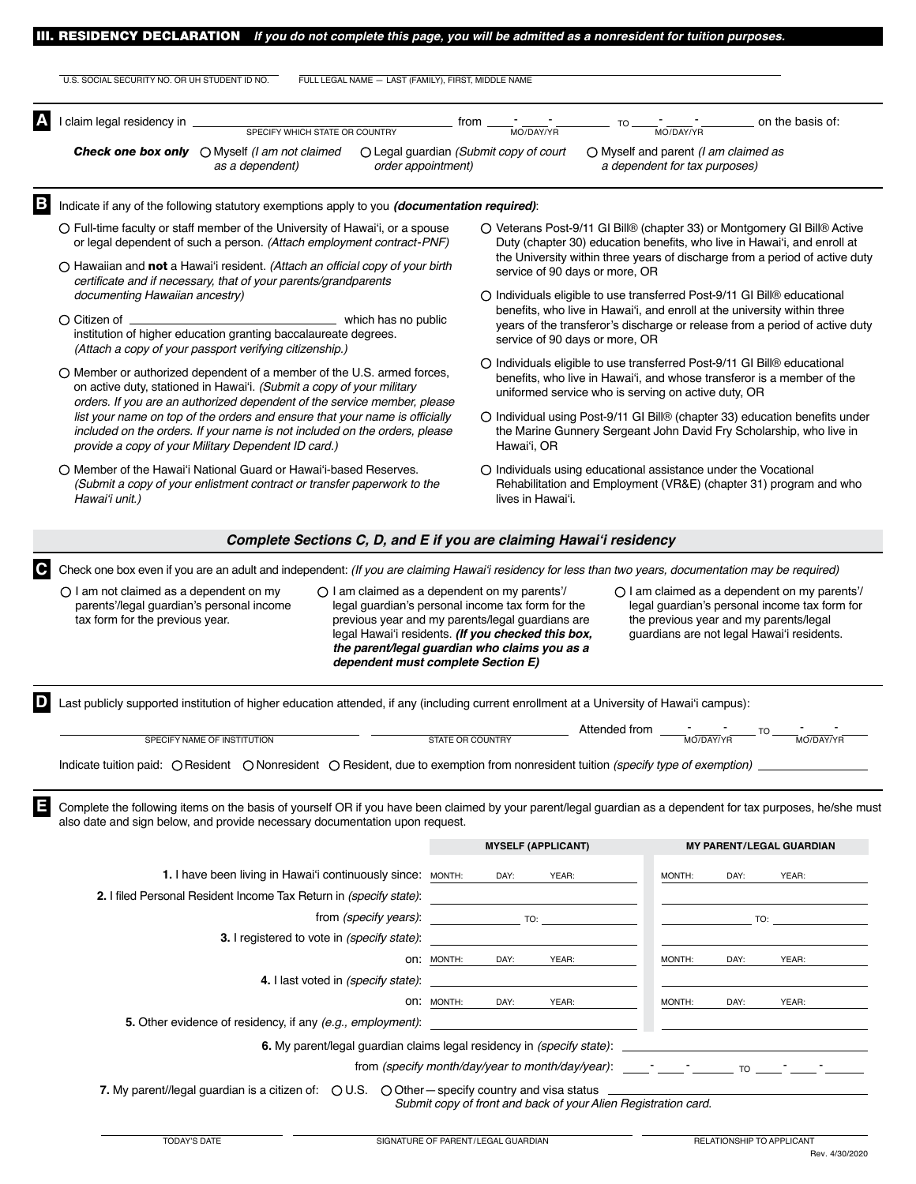## III. RESIDENCY DECLARATION *If you do not complete this page, you will be admitted as a nonresident for tuition purposes.*

U.S. SOCIAL SECURITY NO. OR UH STUDENT ID NO. ______ FULL LEGAL NAME — LAST (FAMILY), FIRST, MIDDLE NAME ______

**A** I claim legal residency in ______ (SPECIFY WHICH STATE OR COUNTRY) from ___-___-___ (MO/DAY/YR) TO ___-___-___ (MO/DAY/YR) on the basis of:

***Check one box only*** ○ Myself *(I am not claimed as a dependent)* ○ Legal guardian *(Submit copy of court order appointment)* ○ Myself and parent *(I am claimed as a dependent for tax purposes)*

**B** Indicate if any of the following statutory exemptions apply to you ***(documentation required)***:

- ○ Full-time faculty or staff member of the University of Hawaiʻi, or a spouse or legal dependent of such a person. *(Attach employment contract-PNF)*
- ○ Hawaiian and **not** a Hawaiʻi resident. *(Attach an official copy of your birth certificate and if necessary, that of your parents/grandparents documenting Hawaiian ancestry)*
- ○ Citizen of ______ which has no public institution of higher education granting baccalaureate degrees. *(Attach a copy of your passport verifying citizenship.)*
- ○ Member or authorized dependent of a member of the U.S. armed forces, on active duty, stationed in Hawaiʻi. *(Submit a copy of your military orders. If you are an authorized dependent of the service member, please list your name on top of the orders and ensure that your name is officially included on the orders. If your name is not included on the orders, please provide a copy of your Military Dependent ID card.)*
- ○ Member of the Hawaiʻi National Guard or Hawaiʻi-based Reserves. *(Submit a copy of your enlistment contract or transfer paperwork to the Hawaiʻi unit.)*
- ○ Veterans Post-9/11 GI Bill® (chapter 33) or Montgomery GI Bill® Active Duty (chapter 30) education benefits, who live in Hawaiʻi, and enroll at the University within three years of discharge from a period of active duty service of 90 days or more, OR
- ○ Individuals eligible to use transferred Post-9/11 GI Bill® educational benefits, who live in Hawaiʻi, and enroll at the university within three years of the transferor's discharge or release from a period of active duty service of 90 days or more, OR
- ○ Individuals eligible to use transferred Post-9/11 GI Bill® educational benefits, who live in Hawaiʻi, and whose transferor is a member of the uniformed service who is serving on active duty, OR
- ○ Individual using Post-9/11 GI Bill® (chapter 33) education benefits under the Marine Gunnery Sergeant John David Fry Scholarship, who live in Hawaiʻi, OR
- ○ Individuals using educational assistance under the Vocational Rehabilitation and Employment (VR&E) (chapter 31) program and who lives in Hawaiʻi.

### *Complete Sections C, D, and E if you are claiming Hawaiʻi residency*

**C** Check one box even if you are an adult and independent: *(If you are claiming Hawaiʻi residency for less than two years, documentation may be required)*

- ○ I am not claimed as a dependent on my parents'/legal guardian's personal income tax form for the previous year.
- ○ I am claimed as a dependent on my parents'/legal guardian's personal income tax form for the previous year and my parents/legal guardians are legal Hawaiʻi residents. ***(If you checked this box, the parent/legal guardian who claims you as a dependent must complete Section E)***
- ○ I am claimed as a dependent on my parents'/legal guardian's personal income tax form for the previous year and my parents/legal guardians are not legal Hawaiʻi residents.

**D** Last publicly supported institution of higher education attended, if any (including current enrollment at a University of Hawaiʻi campus):

______ (SPECIFY NAME OF INSTITUTION) ______ (STATE OR COUNTRY) Attended from ___-___-___ (MO/DAY/YR) TO ___-___-___ (MO/DAY/YR)

Indicate tuition paid: ○ Resident ○ Nonresident ○ Resident, due to exemption from nonresident tuition *(specify type of exemption)* ______

**E** Complete the following items on the basis of yourself OR if you have been claimed by your parent/legal guardian as a dependent for tax purposes, he/she must also date and sign below, and provide necessary documentation upon request.

| | MYSELF (APPLICANT) | MY PARENT/LEGAL GUARDIAN |
|---|---|---|
| **1.** I have been living in Hawaiʻi continuously since: | MONTH: DAY: YEAR: | MONTH: DAY: YEAR: |
| **2.** I filed Personal Resident Income Tax Return in *(specify state)*: | | |
| from *(specify years)*: | ______ TO: ______ | ______ TO: ______ |
| **3.** I registered to vote in *(specify state)*: | | |
| on: | MONTH: DAY: YEAR: | MONTH: DAY: YEAR: |
| **4.** I last voted in *(specify state)*: | | |
| on: | MONTH: DAY: YEAR: | MONTH: DAY: YEAR: |
| **5.** Other evidence of residency, if any *(e.g., employment)*: | | |

**6.** My parent/legal guardian claims legal residency in *(specify state)*: ______

from *(specify month/day/year to month/day/year)*: ___-___-___ TO ___-___-___

**7.** My parent//legal guardian is a citizen of: ○ U.S. ○ Other — specify country and visa status ______
*Submit copy of front and back of your Alien Registration card.*

______ TODAY'S DATE ______ SIGNATURE OF PARENT/LEGAL GUARDIAN ______ RELATIONSHIP TO APPLICANT

Rev. 4/30/2020